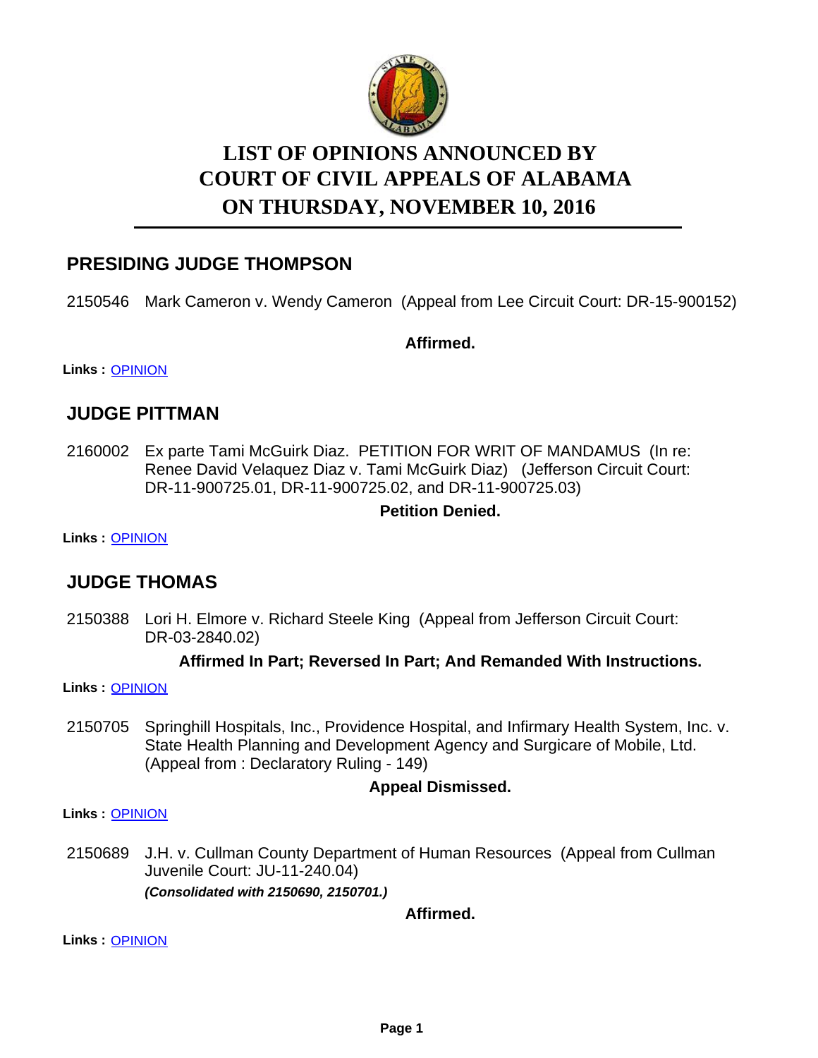# LIST OF OPINIONS ANNOUNCED BY COURT OF CIVIL APPEALS OF ALABAMA ON THURSDAY, NOVEMBER 10, 2016

## PRESIDING JUDGE THOMPSON

2150546 Mark Cameron v. Wendy Cameron (Appeal from Lee Circuit Court: DR-15-900152)

**Affirmed.**

**Links :** OPINION

## JUDGE PITTMAN

2160002 Ex parte Tami McGuirk Diaz. PETITION FOR WRIT OF MANDAMUS (In re: Renee David Velaquez Diaz v. Tami McGuirk Diaz) (Jefferson Circuit Court: DR-11-900725.01, DR-11-900725.02, and DR-11-900725.03)

**Petition Denied.**

**Links :** OPINION

## JUDGE THOMAS

2150388 Lori H. Elmore v. Richard Steele King (Appeal from Jefferson Circuit Court: DR-03-2840.02)

**Affirmed In Part; Reversed In Part; And Remanded With Instructions.**

**Links :** OPINION

2150705 Springhill Hospitals, Inc., Providence Hospital, and Infirmary Health System, Inc. v. State Health Planning and Development Agency and Surgicare of Mobile, Ltd. (Appeal from : Declaratory Ruling - 149)

**Appeal Dismissed.**

**Links :** OPINION

2150689 J.H. v. Cullman County Department of Human Resources (Appeal from Cullman Juvenile Court: JU-11-240.04)

***(Consolidated with 2150690, 2150701.)***

**Affirmed.**

**Links :** OPINION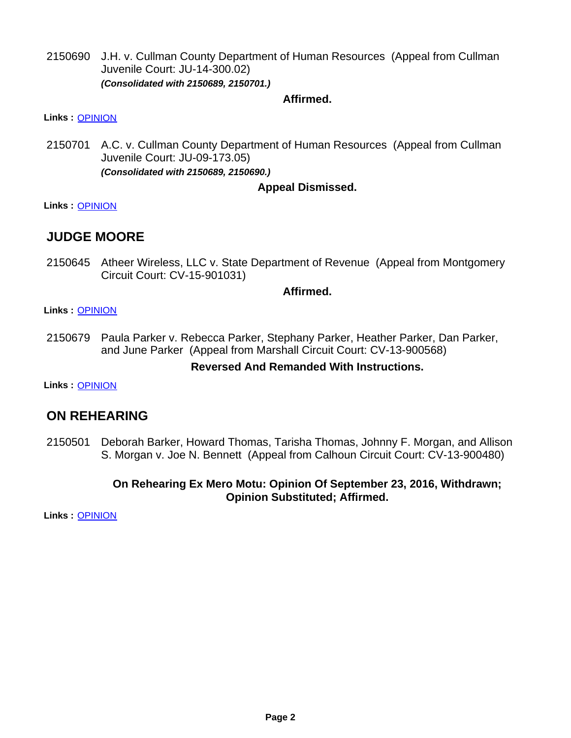2150690 J.H. v. Cullman County Department of Human Resources (Appeal from Cullman Juvenile Court: JU-14-300.02)
***(Consolidated with 2150689, 2150701.)***

**Affirmed.**

**Links :** OPINION

2150701 A.C. v. Cullman County Department of Human Resources (Appeal from Cullman Juvenile Court: JU-09-173.05)
***(Consolidated with 2150689, 2150690.)***

**Appeal Dismissed.**

**Links :** OPINION

## JUDGE MOORE

2150645 Atheer Wireless, LLC v. State Department of Revenue (Appeal from Montgomery Circuit Court: CV-15-901031)

**Affirmed.**

**Links :** OPINION

2150679 Paula Parker v. Rebecca Parker, Stephany Parker, Heather Parker, Dan Parker, and June Parker (Appeal from Marshall Circuit Court: CV-13-900568)

**Reversed And Remanded With Instructions.**

**Links :** OPINION

## ON REHEARING

2150501 Deborah Barker, Howard Thomas, Tarisha Thomas, Johnny F. Morgan, and Allison S. Morgan v. Joe N. Bennett (Appeal from Calhoun Circuit Court: CV-13-900480)

**On Rehearing Ex Mero Motu: Opinion Of September 23, 2016, Withdrawn; Opinion Substituted; Affirmed.**

**Links :** OPINION